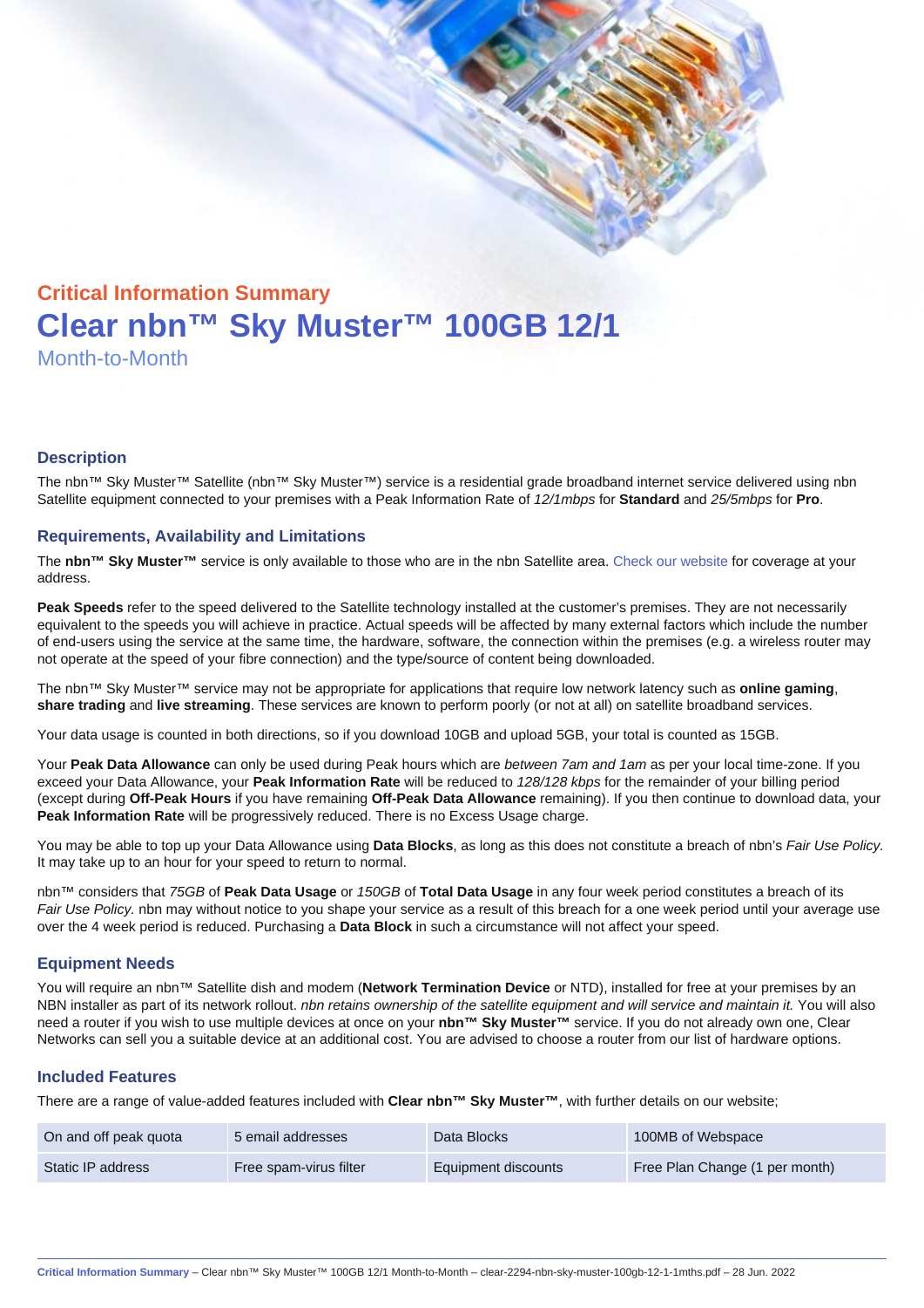## Critical Information Summary

# Clear nbn™ Sky Muster™ 100GB 12/1

Month-to-Month

### Description

The nbn™ Sky Muster™ Satellite (nbn™ Sky Muster™) service is a residential grade broadband internet service delivered using nbn Satellite equipment connected to your premises with a Peak Information Rate of *12/1mbps* for **Standard** and *25/5mbps* for **Pro**.

### Requirements, Availability and Limitations

The **nbn™ Sky Muster™** service is only available to those who are in the nbn Satellite area. Check our website for coverage at your address.

**Peak Speeds** refer to the speed delivered to the Satellite technology installed at the customer's premises. They are not necessarily equivalent to the speeds you will achieve in practice. Actual speeds will be affected by many external factors which include the number of end-users using the service at the same time, the hardware, software, the connection within the premises (e.g. a wireless router may not operate at the speed of your fibre connection) and the type/source of content being downloaded.

The nbn™ Sky Muster™ service may not be appropriate for applications that require low network latency such as **online gaming**, **share trading** and **live streaming**. These services are known to perform poorly (or not at all) on satellite broadband services.

Your data usage is counted in both directions, so if you download 10GB and upload 5GB, your total is counted as 15GB.

Your **Peak Data Allowance** can only be used during Peak hours which are *between 7am and 1am* as per your local time-zone. If you exceed your Data Allowance, your **Peak Information Rate** will be reduced to *128/128 kbps* for the remainder of your billing period (except during **Off-Peak Hours** if you have remaining **Off-Peak Data Allowance** remaining). If you then continue to download data, your **Peak Information Rate** will be progressively reduced. There is no Excess Usage charge.

You may be able to top up your Data Allowance using **Data Blocks**, as long as this does not constitute a breach of nbn's *Fair Use Policy*. It may take up to an hour for your speed to return to normal.

nbn™ considers that *75GB* of **Peak Data Usage** or *150GB* of **Total Data Usage** in any four week period constitutes a breach of its *Fair Use Policy.* nbn may without notice to you shape your service as a result of this breach for a one week period until your average use over the 4 week period is reduced. Purchasing a **Data Block** in such a circumstance will not affect your speed.

### Equipment Needs

You will require an nbn™ Satellite dish and modem (**Network Termination Device** or NTD), installed for free at your premises by an NBN installer as part of its network rollout. *nbn retains ownership of the satellite equipment and will service and maintain it.* You will also need a router if you wish to use multiple devices at once on your **nbn™ Sky Muster™** service. If you do not already own one, Clear Networks can sell you a suitable device at an additional cost. You are advised to choose a router from our list of hardware options.

### Included Features

There are a range of value-added features included with **Clear nbn™ Sky Muster™**, with further details on our website;

| | | | |
|---|---|---|---|
| On and off peak quota | 5 email addresses | Data Blocks | 100MB of Webspace |
| Static IP address | Free spam-virus filter | Equipment discounts | Free Plan Change (1 per month) |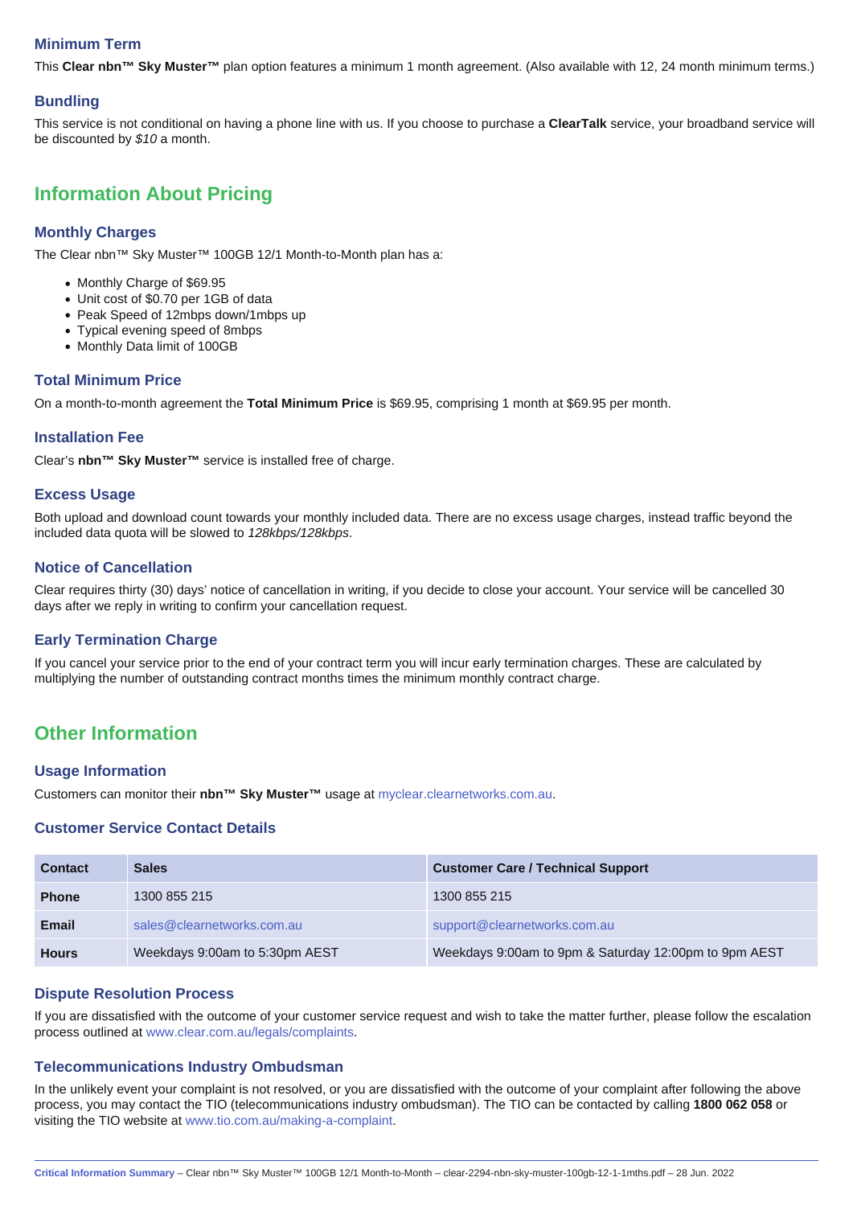### Minimum Term

This **Clear nbn™ Sky Muster™** plan option features a minimum 1 month agreement. (Also available with 12, 24 month minimum terms.)

### Bundling

This service is not conditional on having a phone line with us. If you choose to purchase a **ClearTalk** service, your broadband service will be discounted by *$10* a month.

## Information About Pricing

### Monthly Charges

The Clear nbn™ Sky Muster™ 100GB 12/1 Month-to-Month plan has a:

- Monthly Charge of $69.95
- Unit cost of $0.70 per 1GB of data
- Peak Speed of 12mbps down/1mbps up
- Typical evening speed of 8mbps
- Monthly Data limit of 100GB

### Total Minimum Price

On a month-to-month agreement the **Total Minimum Price** is $69.95, comprising 1 month at $69.95 per month.

### Installation Fee

Clear's **nbn™ Sky Muster™** service is installed free of charge.

### Excess Usage

Both upload and download count towards your monthly included data. There are no excess usage charges, instead traffic beyond the included data quota will be slowed to *128kbps/128kbps*.

### Notice of Cancellation

Clear requires thirty (30) days' notice of cancellation in writing, if you decide to close your account. Your service will be cancelled 30 days after we reply in writing to confirm your cancellation request.

### Early Termination Charge

If you cancel your service prior to the end of your contract term you will incur early termination charges. These are calculated by multiplying the number of outstanding contract months times the minimum monthly contract charge.

## Other Information

### Usage Information

Customers can monitor their **nbn™ Sky Muster™** usage at myclear.clearnetworks.com.au.

### Customer Service Contact Details

| Contact | Sales | Customer Care / Technical Support |
|---|---|---|
| **Phone** | 1300 855 215 | 1300 855 215 |
| **Email** | sales@clearnetworks.com.au | support@clearnetworks.com.au |
| **Hours** | Weekdays 9:00am to 5:30pm AEST | Weekdays 9:00am to 9pm & Saturday 12:00pm to 9pm AEST |

### Dispute Resolution Process

If you are dissatisfied with the outcome of your customer service request and wish to take the matter further, please follow the escalation process outlined at www.clear.com.au/legals/complaints.

### Telecommunications Industry Ombudsman

In the unlikely event your complaint is not resolved, or you are dissatisfied with the outcome of your complaint after following the above process, you may contact the TIO (telecommunications industry ombudsman). The TIO can be contacted by calling **1800 062 058** or visiting the TIO website at www.tio.com.au/making-a-complaint.